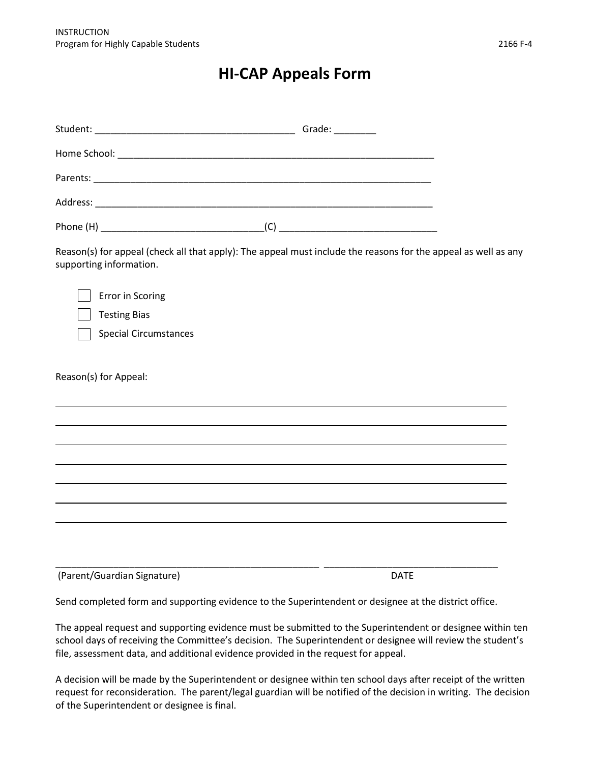# HI-CAP Appeals Form

Student: ______________________________________ Grade: ________

Home School: ____________________________________________________________

Parents: ________________________________________________________________

Address: ________________________________________________________________

Phone (H) _______________________________(C) ______________________________

Reason(s) for appeal (check all that apply): The appeal must include the reasons for the appeal as well as any supporting information.

- ☐ Error in Scoring
- ☐ Testing Bias
- ☐ Special Circumstances

Reason(s) for Appeal:

_____________________________________________________________________________

_____________________________________________________________________________

_____________________________________________________________________________

_____________________________________________________________________________

_____________________________________________________________________________

_____________________________________________________________________________

_____________________________________________________________________________

___________________________________________________ _________________________________

(Parent/Guardian Signature) DATE

Send completed form and supporting evidence to the Superintendent or designee at the district office.

The appeal request and supporting evidence must be submitted to the Superintendent or designee within ten school days of receiving the Committee's decision. The Superintendent or designee will review the student's file, assessment data, and additional evidence provided in the request for appeal.

A decision will be made by the Superintendent or designee within ten school days after receipt of the written request for reconsideration. The parent/legal guardian will be notified of the decision in writing. The decision of the Superintendent or designee is final.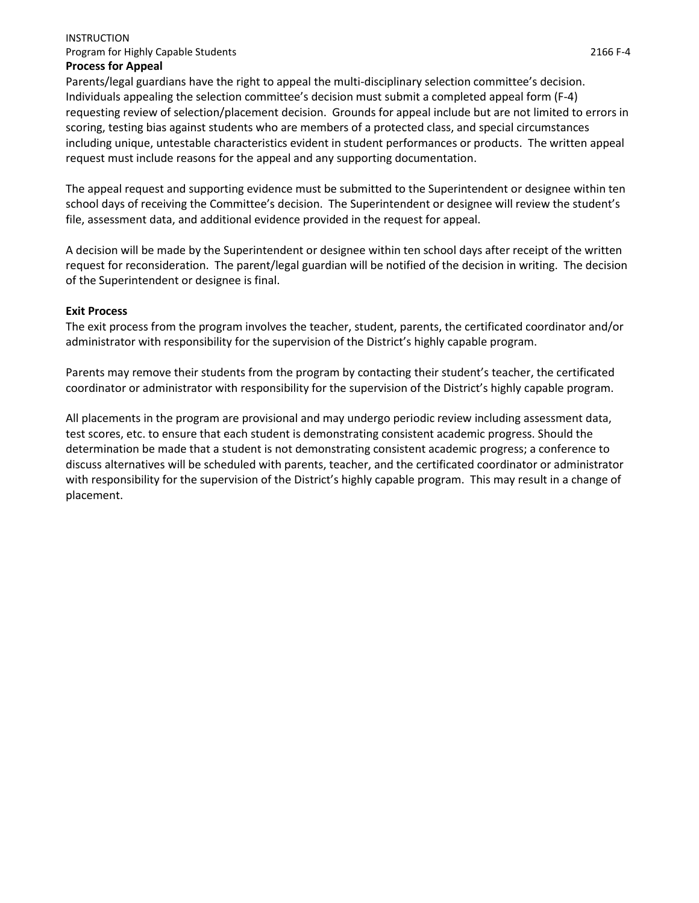## Process for Appeal

Parents/legal guardians have the right to appeal the multi-disciplinary selection committee's decision. Individuals appealing the selection committee's decision must submit a completed appeal form (F-4) requesting review of selection/placement decision. Grounds for appeal include but are not limited to errors in scoring, testing bias against students who are members of a protected class, and special circumstances including unique, untestable characteristics evident in student performances or products. The written appeal request must include reasons for the appeal and any supporting documentation.

The appeal request and supporting evidence must be submitted to the Superintendent or designee within ten school days of receiving the Committee's decision. The Superintendent or designee will review the student's file, assessment data, and additional evidence provided in the request for appeal.

A decision will be made by the Superintendent or designee within ten school days after receipt of the written request for reconsideration. The parent/legal guardian will be notified of the decision in writing. The decision of the Superintendent or designee is final.

## Exit Process

The exit process from the program involves the teacher, student, parents, the certificated coordinator and/or administrator with responsibility for the supervision of the District's highly capable program.

Parents may remove their students from the program by contacting their student's teacher, the certificated coordinator or administrator with responsibility for the supervision of the District's highly capable program.

All placements in the program are provisional and may undergo periodic review including assessment data, test scores, etc. to ensure that each student is demonstrating consistent academic progress. Should the determination be made that a student is not demonstrating consistent academic progress; a conference to discuss alternatives will be scheduled with parents, teacher, and the certificated coordinator or administrator with responsibility for the supervision of the District's highly capable program. This may result in a change of placement.